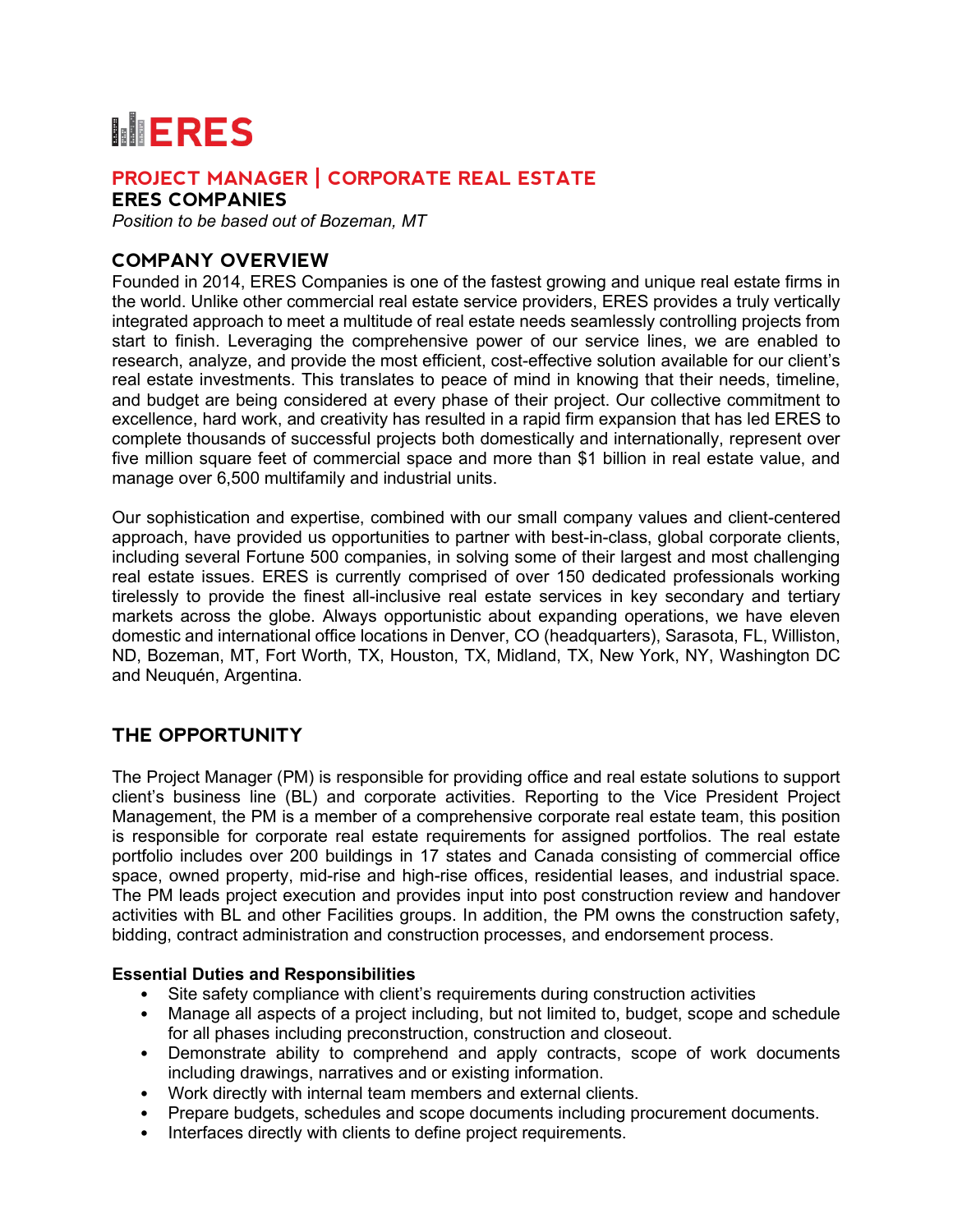# ERES

## PROJECT MANAGER | CORPORATE REAL ESTATE

**ERES COMPANIES**

*Position to be based out of Bozeman, MT*

## COMPANY OVERVIEW

Founded in 2014, ERES Companies is one of the fastest growing and unique real estate firms in the world. Unlike other commercial real estate service providers, ERES provides a truly vertically integrated approach to meet a multitude of real estate needs seamlessly controlling projects from start to finish. Leveraging the comprehensive power of our service lines, we are enabled to research, analyze, and provide the most efficient, cost-effective solution available for our client's real estate investments. This translates to peace of mind in knowing that their needs, timeline, and budget are being considered at every phase of their project. Our collective commitment to excellence, hard work, and creativity has resulted in a rapid firm expansion that has led ERES to complete thousands of successful projects both domestically and internationally, represent over five million square feet of commercial space and more than $1 billion in real estate value, and manage over 6,500 multifamily and industrial units.

Our sophistication and expertise, combined with our small company values and client-centered approach, have provided us opportunities to partner with best-in-class, global corporate clients, including several Fortune 500 companies, in solving some of their largest and most challenging real estate issues. ERES is currently comprised of over 150 dedicated professionals working tirelessly to provide the finest all-inclusive real estate services in key secondary and tertiary markets across the globe. Always opportunistic about expanding operations, we have eleven domestic and international office locations in Denver, CO (headquarters), Sarasota, FL, Williston, ND, Bozeman, MT, Fort Worth, TX, Houston, TX, Midland, TX, New York, NY, Washington DC and Neuquén, Argentina.

## THE OPPORTUNITY

The Project Manager (PM) is responsible for providing office and real estate solutions to support client's business line (BL) and corporate activities. Reporting to the Vice President Project Management, the PM is a member of a comprehensive corporate real estate team, this position is responsible for corporate real estate requirements for assigned portfolios. The real estate portfolio includes over 200 buildings in 17 states and Canada consisting of commercial office space, owned property, mid-rise and high-rise offices, residential leases, and industrial space. The PM leads project execution and provides input into post construction review and handover activities with BL and other Facilities groups. In addition, the PM owns the construction safety, bidding, contract administration and construction processes, and endorsement process.

**Essential Duties and Responsibilities**

- Site safety compliance with client's requirements during construction activities
- Manage all aspects of a project including, but not limited to, budget, scope and schedule for all phases including preconstruction, construction and closeout.
- Demonstrate ability to comprehend and apply contracts, scope of work documents including drawings, narratives and or existing information.
- Work directly with internal team members and external clients.
- Prepare budgets, schedules and scope documents including procurement documents.
- Interfaces directly with clients to define project requirements.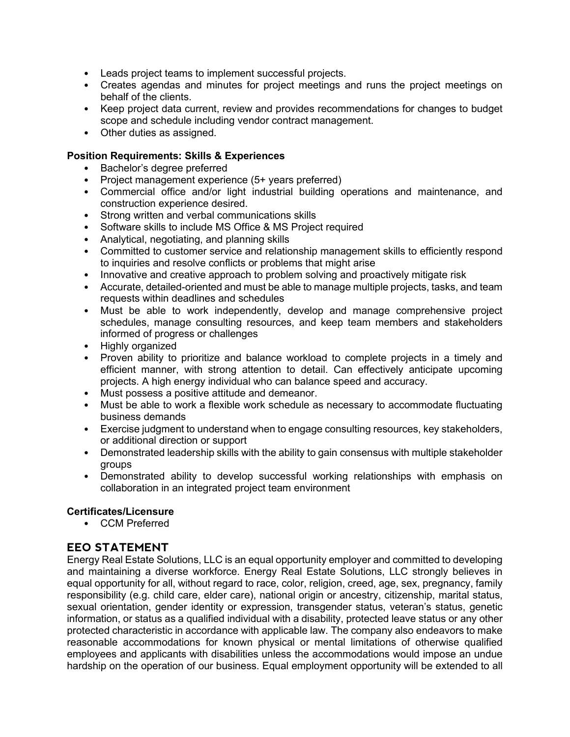- Leads project teams to implement successful projects.
- Creates agendas and minutes for project meetings and runs the project meetings on behalf of the clients.
- Keep project data current, review and provides recommendations for changes to budget scope and schedule including vendor contract management.
- Other duties as assigned.

**Position Requirements: Skills & Experiences**

- Bachelor's degree preferred
- Project management experience (5+ years preferred)
- Commercial office and/or light industrial building operations and maintenance, and construction experience desired.
- Strong written and verbal communications skills
- Software skills to include MS Office & MS Project required
- Analytical, negotiating, and planning skills
- Committed to customer service and relationship management skills to efficiently respond to inquiries and resolve conflicts or problems that might arise
- Innovative and creative approach to problem solving and proactively mitigate risk
- Accurate, detailed-oriented and must be able to manage multiple projects, tasks, and team requests within deadlines and schedules
- Must be able to work independently, develop and manage comprehensive project schedules, manage consulting resources, and keep team members and stakeholders informed of progress or challenges
- Highly organized
- Proven ability to prioritize and balance workload to complete projects in a timely and efficient manner, with strong attention to detail. Can effectively anticipate upcoming projects. A high energy individual who can balance speed and accuracy.
- Must possess a positive attitude and demeanor.
- Must be able to work a flexible work schedule as necessary to accommodate fluctuating business demands
- Exercise judgment to understand when to engage consulting resources, key stakeholders, or additional direction or support
- Demonstrated leadership skills with the ability to gain consensus with multiple stakeholder groups
- Demonstrated ability to develop successful working relationships with emphasis on collaboration in an integrated project team environment

**Certificates/Licensure**

- CCM Preferred

## EEO STATEMENT

Energy Real Estate Solutions, LLC is an equal opportunity employer and committed to developing and maintaining a diverse workforce. Energy Real Estate Solutions, LLC strongly believes in equal opportunity for all, without regard to race, color, religion, creed, age, sex, pregnancy, family responsibility (e.g. child care, elder care), national origin or ancestry, citizenship, marital status, sexual orientation, gender identity or expression, transgender status, veteran's status, genetic information, or status as a qualified individual with a disability, protected leave status or any other protected characteristic in accordance with applicable law. The company also endeavors to make reasonable accommodations for known physical or mental limitations of otherwise qualified employees and applicants with disabilities unless the accommodations would impose an undue hardship on the operation of our business. Equal employment opportunity will be extended to all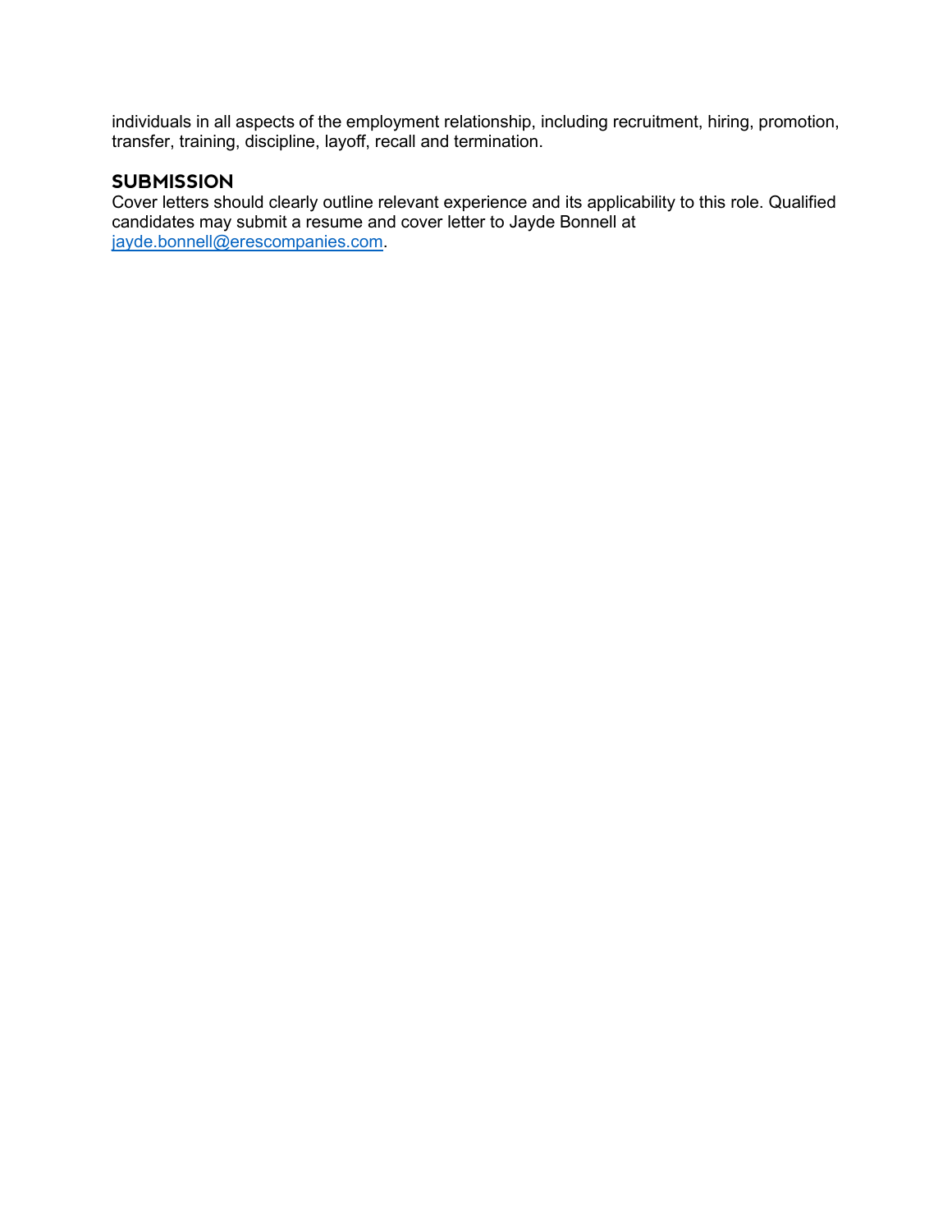individuals in all aspects of the employment relationship, including recruitment, hiring, promotion, transfer, training, discipline, layoff, recall and termination.

## SUBMISSION

Cover letters should clearly outline relevant experience and its applicability to this role. Qualified candidates may submit a resume and cover letter to Jayde Bonnell at jayde.bonnell@erescompanies.com.